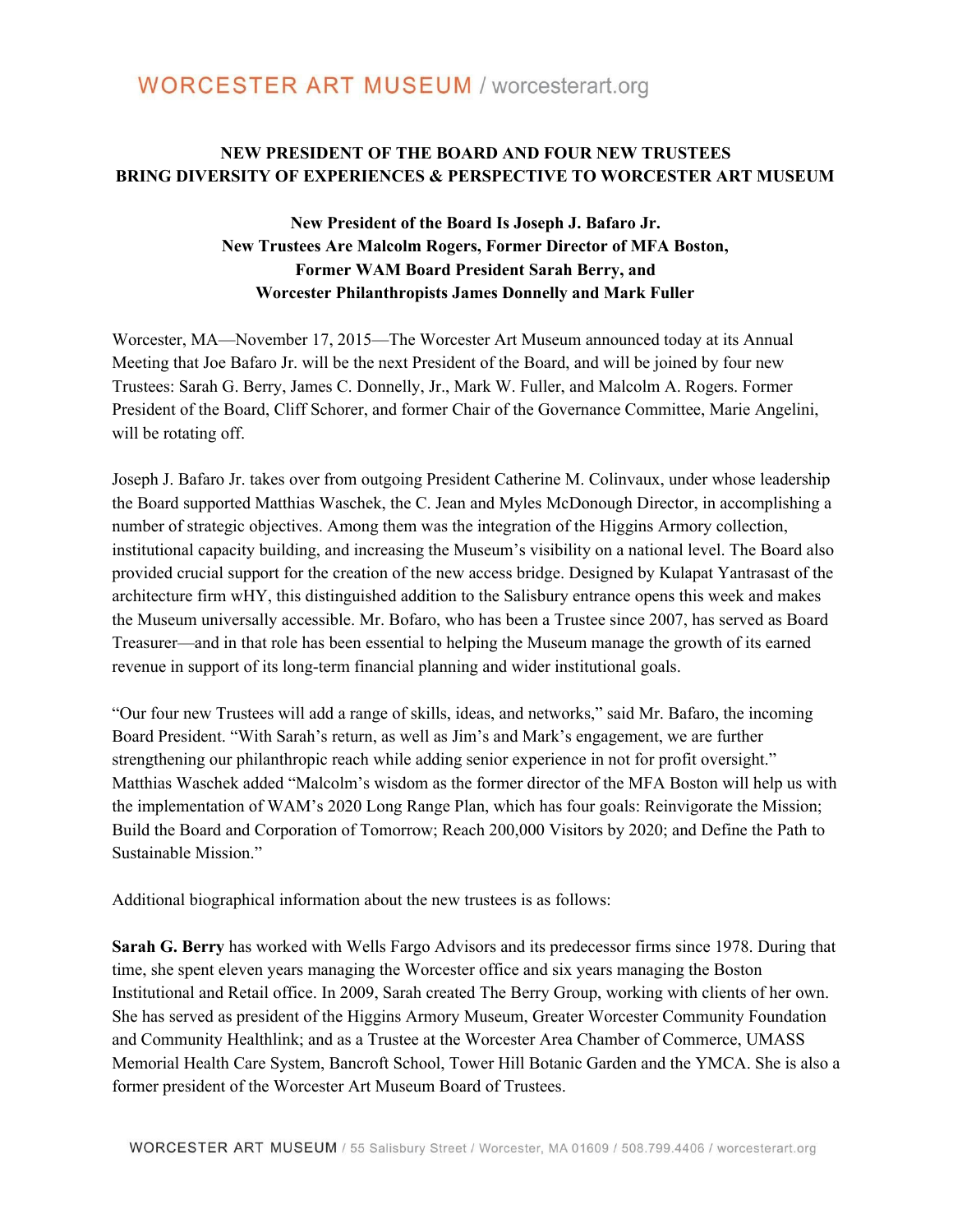WORCESTER ART MUSEUM / worcesterart.org

# NEW PRESIDENT OF THE BOARD AND FOUR NEW TRUSTEES BRING DIVERSITY OF EXPERIENCES & PERSPECTIVE TO WORCESTER ART MUSEUM

**New President of the Board Is Joseph J. Bafaro Jr.**
**New Trustees Are Malcolm Rogers, Former Director of MFA Boston,**
**Former WAM Board President Sarah Berry, and**
**Worcester Philanthropists James Donnelly and Mark Fuller**

Worcester, MA—November 17, 2015—The Worcester Art Museum announced today at its Annual Meeting that Joe Bafaro Jr. will be the next President of the Board, and will be joined by four new Trustees: Sarah G. Berry, James C. Donnelly, Jr., Mark W. Fuller, and Malcolm A. Rogers. Former President of the Board, Cliff Schorer, and former Chair of the Governance Committee, Marie Angelini, will be rotating off.

Joseph J. Bafaro Jr. takes over from outgoing President Catherine M. Colinvaux, under whose leadership the Board supported Matthias Waschek, the C. Jean and Myles McDonough Director, in accomplishing a number of strategic objectives. Among them was the integration of the Higgins Armory collection, institutional capacity building, and increasing the Museum's visibility on a national level. The Board also provided crucial support for the creation of the new access bridge. Designed by Kulapat Yantrasast of the architecture firm wHY, this distinguished addition to the Salisbury entrance opens this week and makes the Museum universally accessible. Mr. Bofaro, who has been a Trustee since 2007, has served as Board Treasurer—and in that role has been essential to helping the Museum manage the growth of its earned revenue in support of its long-term financial planning and wider institutional goals.

"Our four new Trustees will add a range of skills, ideas, and networks," said Mr. Bafaro, the incoming Board President. "With Sarah's return, as well as Jim's and Mark's engagement, we are further strengthening our philanthropic reach while adding senior experience in not for profit oversight." Matthias Waschek added "Malcolm's wisdom as the former director of the MFA Boston will help us with the implementation of WAM's 2020 Long Range Plan, which has four goals: Reinvigorate the Mission; Build the Board and Corporation of Tomorrow; Reach 200,000 Visitors by 2020; and Define the Path to Sustainable Mission."

Additional biographical information about the new trustees is as follows:

**Sarah G. Berry** has worked with Wells Fargo Advisors and its predecessor firms since 1978. During that time, she spent eleven years managing the Worcester office and six years managing the Boston Institutional and Retail office. In 2009, Sarah created The Berry Group, working with clients of her own. She has served as president of the Higgins Armory Museum, Greater Worcester Community Foundation and Community Healthlink; and as a Trustee at the Worcester Area Chamber of Commerce, UMASS Memorial Health Care System, Bancroft School, Tower Hill Botanic Garden and the YMCA. She is also a former president of the Worcester Art Museum Board of Trustees.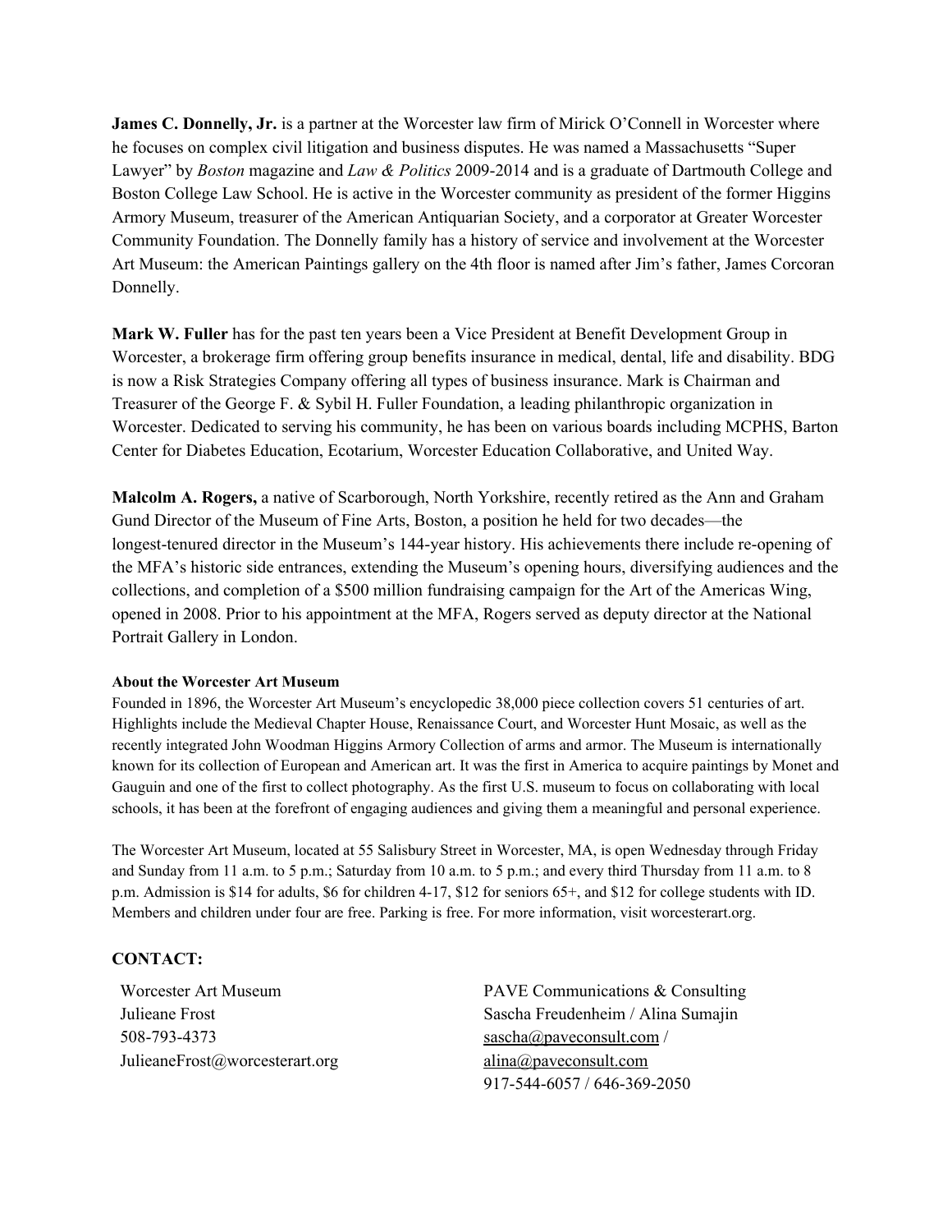**James C. Donnelly, Jr.** is a partner at the Worcester law firm of Mirick O'Connell in Worcester where he focuses on complex civil litigation and business disputes. He was named a Massachusetts "Super Lawyer" by *Boston* magazine and *Law & Politics* 2009-2014 and is a graduate of Dartmouth College and Boston College Law School. He is active in the Worcester community as president of the former Higgins Armory Museum, treasurer of the American Antiquarian Society, and a corporator at Greater Worcester Community Foundation. The Donnelly family has a history of service and involvement at the Worcester Art Museum: the American Paintings gallery on the 4th floor is named after Jim's father, James Corcoran Donnelly.

**Mark W. Fuller** has for the past ten years been a Vice President at Benefit Development Group in Worcester, a brokerage firm offering group benefits insurance in medical, dental, life and disability. BDG is now a Risk Strategies Company offering all types of business insurance. Mark is Chairman and Treasurer of the George F. & Sybil H. Fuller Foundation, a leading philanthropic organization in Worcester. Dedicated to serving his community, he has been on various boards including MCPHS, Barton Center for Diabetes Education, Ecotarium, Worcester Education Collaborative, and United Way.

**Malcolm A. Rogers,** a native of Scarborough, North Yorkshire, recently retired as the Ann and Graham Gund Director of the Museum of Fine Arts, Boston, a position he held for two decades—the longest-tenured director in the Museum's 144-year history. His achievements there include re-opening of the MFA's historic side entrances, extending the Museum's opening hours, diversifying audiences and the collections, and completion of a $500 million fundraising campaign for the Art of the Americas Wing, opened in 2008. Prior to his appointment at the MFA, Rogers served as deputy director at the National Portrait Gallery in London.

**About the Worcester Art Museum**

Founded in 1896, the Worcester Art Museum's encyclopedic 38,000 piece collection covers 51 centuries of art. Highlights include the Medieval Chapter House, Renaissance Court, and Worcester Hunt Mosaic, as well as the recently integrated John Woodman Higgins Armory Collection of arms and armor. The Museum is internationally known for its collection of European and American art. It was the first in America to acquire paintings by Monet and Gauguin and one of the first to collect photography. As the first U.S. museum to focus on collaborating with local schools, it has been at the forefront of engaging audiences and giving them a meaningful and personal experience.

The Worcester Art Museum, located at 55 Salisbury Street in Worcester, MA, is open Wednesday through Friday and Sunday from 11 a.m. to 5 p.m.; Saturday from 10 a.m. to 5 p.m.; and every third Thursday from 11 a.m. to 8 p.m. Admission is $14 for adults, $6 for children 4-17, $12 for seniors 65+, and $12 for college students with ID. Members and children under four are free. Parking is free. For more information, visit worcesterart.org.

**CONTACT:**

Worcester Art Museum
Julieane Frost
508-793-4373
JulieaneFrost@worcesterart.org

PAVE Communications & Consulting
Sascha Freudenheim / Alina Sumajin
sascha@paveconsult.com /
alina@paveconsult.com
917-544-6057 / 646-369-2050